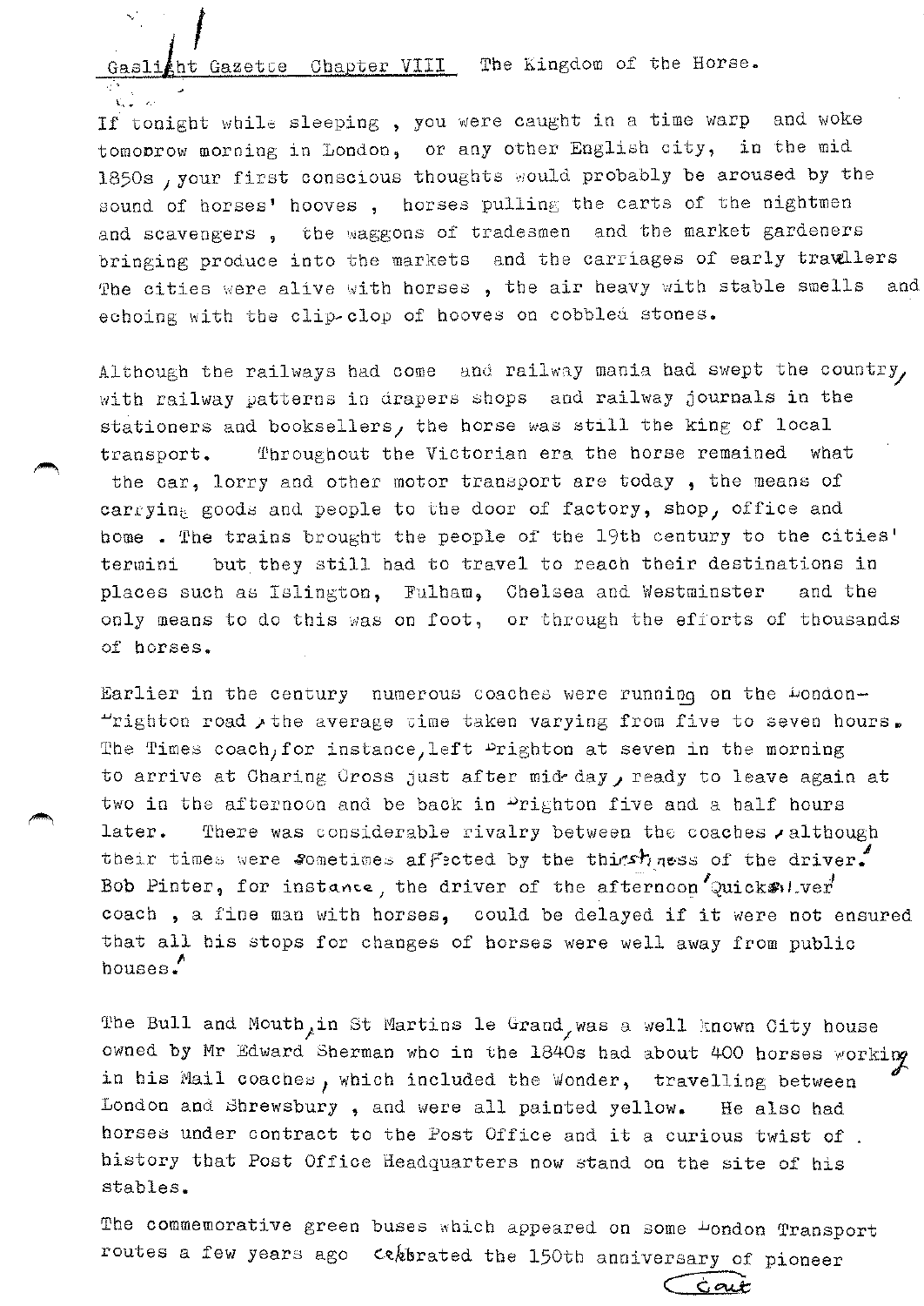Gaslight Gazette Chapter VIII The Kingdom of the Horse.

If tonight while sleeping , you were caught in a time warp and woke tomorrow morning in London, or any other English city, in the mid 1850s , your first conscious thoughts would probably be aroused by the sound of horses' hooves , horses pulling the carts of the nightmen and scavengers , the waggons of tradesmen and the market gardeners bringing produce into the markets and the carriages of early travellers The cities were alive with horses , the air heavy with stable smells and echoing with the clip-clop of hooves on cobbled stones.

Although the railways had come and railway mania had swept the country, with railway patterns in drapers shops and railway journals in the stationers and booksellers, the horse was still the king of local transport. Throughout the Victorian era the horse remained what the car, lorry and other motor transport are today , the means of carrying goods and people to the door of factory, shop, office and home . The trains brought the people of the 19th century to the cities' termini but they still had to travel to reach their destinations in places such as Islington, Fulham, Chelsea and Westminster and the only means to do this was on foot, or through the efforts of thousands of horses.

Earlier in the century numerous coaches were running on the London-Brighton road , the average time taken varying from five to seven hours. The Times coach, for instance, left Brighton at seven in the morning to arrive at Charing Cross just after mid-day , ready to leave again at two in the afternoon and be back in Brighton five and a half hours later. There was considerable rivalry between the coaches , although their times were sometimes affected by the thirstiness of the driver. Bob Pinter, for instance, the driver of the afternoon 'Quicksilver' coach , a fine man with horses, could be delayed if it were not ensured that all his stops for changes of horses were well away from public houses.

The Bull and Mouth, in St Martins le Grand, was a well known City house owned by Mr Edward Sherman who in the 1840s had about 400 horses working in his Mail coaches , which included the Wonder, travelling between London and Shrewsbury , and were all painted yellow. He also had horses under contract to the Post Office and it a curious twist of history that Post Office Headquarters now stand on the site of his stables.

The commemorative green buses which appeared on some London Transport routes a few years ago celebrated the 150th anniversary of pioneer

Cont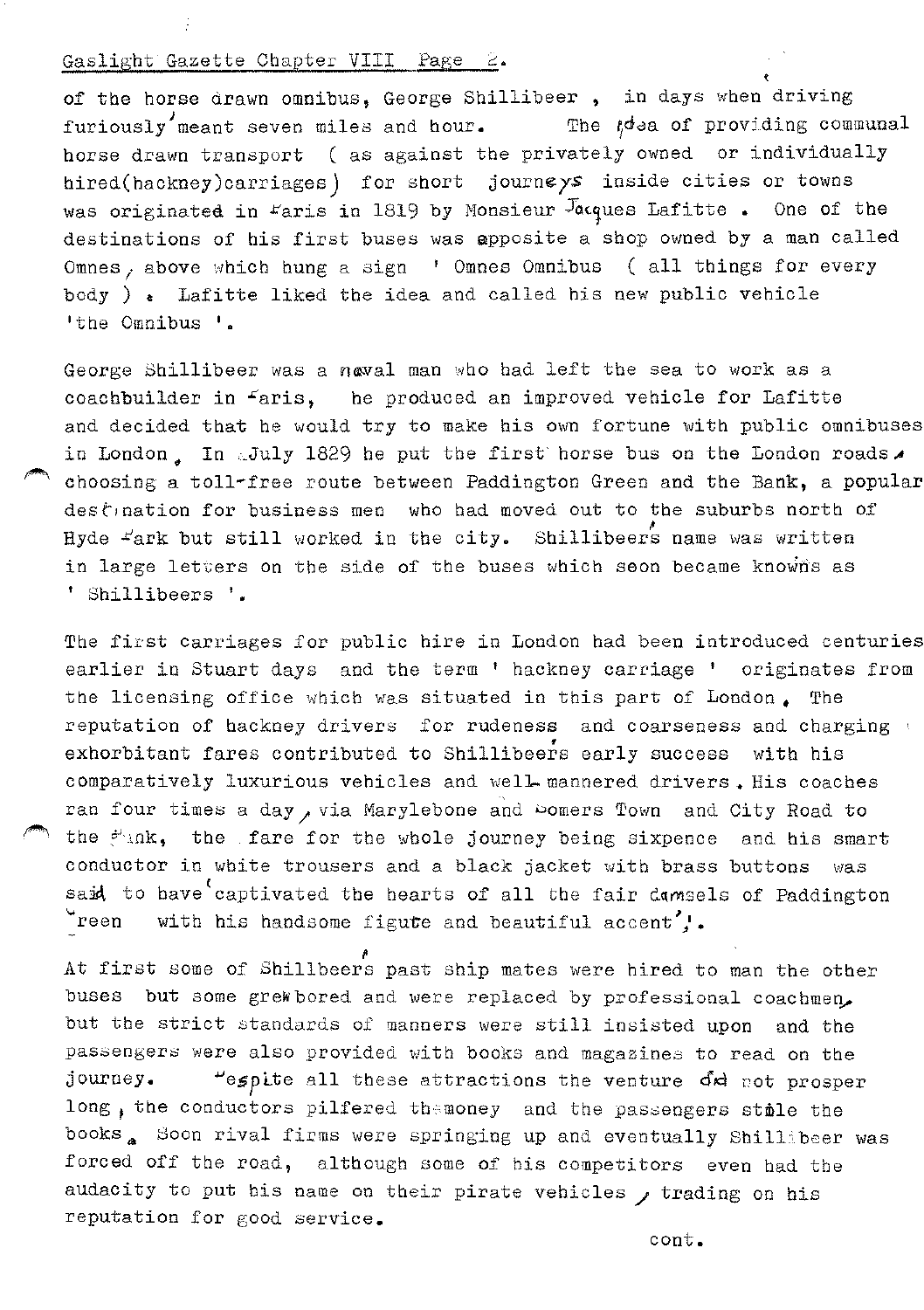of the horse drawn omnibus, George Shillibeer , in days when driving furiously'meant seven miles and hour. The idea of providing communal horse drawn transport ( as against the privately owned or individually hired(hackney)carriages) for short journeys inside cities or towns was originated in Paris in 1819 by Monsieur Jacques Lafitte . One of the destinations of his first buses was opposite a shop owned by a man called Omnes, above which hung a sign ' Omnes Omnibus ( all things for every body ) . Lafitte liked the idea and called his new public vehicle 'the Omnibus '.

George Shillibeer was a naval man who had left the sea to work as a coachbuilder in Paris, he produced an improved vehicle for Lafitte and decided that he would try to make his own fortune with public omnibuses in London. In July 1829 he put the first horse bus on the London roads, choosing a toll-free route between Paddington Green and the Bank, a popular destination for business men who had moved out to the suburbs north of Hyde Park but still worked in the city. Shillibeer's name was written in large letters on the side of the buses which soon became knowns as ' Shillibeers '.

The first carriages for public hire in London had been introduced centuries earlier in Stuart days and the term ' hackney carriage ' originates from the licensing office which was situated in this part of London. The reputation of hackney drivers for rudeness and coarseness and charging exhorbitant fares contributed to Shillibeer's early success with his comparatively luxurious vehicles and well-mannered drivers. His coaches ran four times a day, via Marylebone and Somers Town and City Road to the Bank, the fare for the whole journey being sixpence and his smart conductor in white trousers and a black jacket with brass buttons was said to have 'captivated the hearts of all the fair damsels of Paddington Green with his handsome figure and beautiful accent'.

At first some of Shillbeer's past ship mates were hired to man the other buses but some grew bored and were replaced by professional coachmen, but the strict standards of manners were still insisted upon and the passengers were also provided with books and magazines to read on the journey. Despite all these attractions the venture did not prosper long, the conductors pilfered the money and the passengers stole the books. Soon rival firms were springing up and eventually Shillibeer was forced off the road, although some of his competitors even had the audacity to put his name on their pirate vehicles, trading on his reputation for good service.

cont.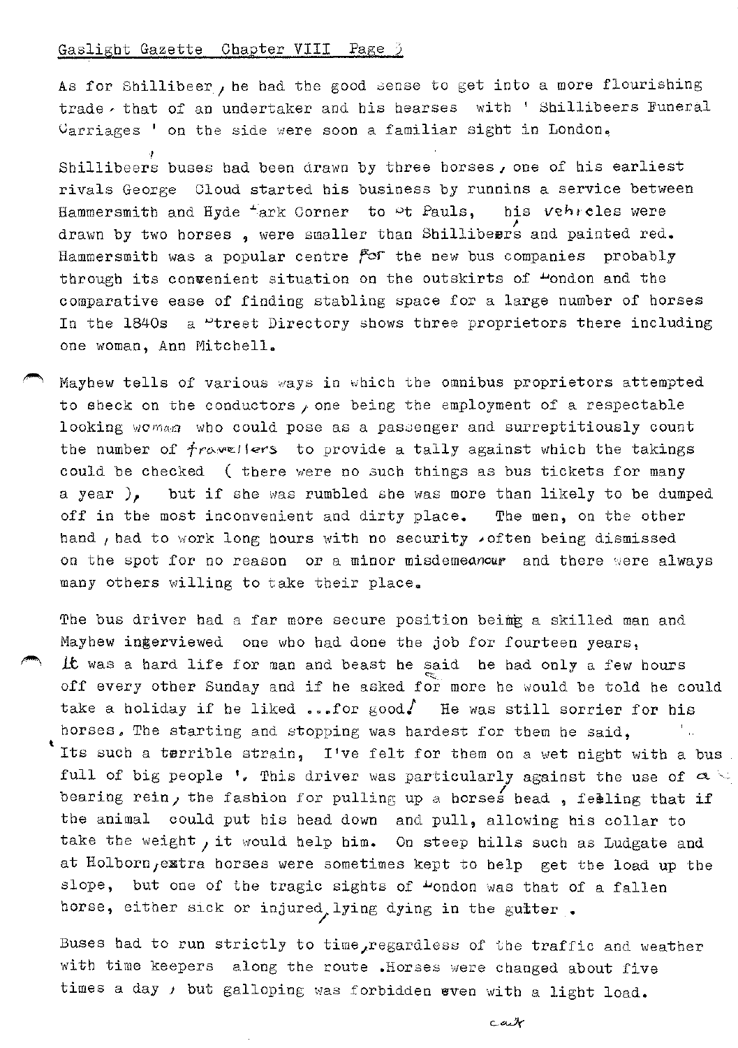As for Shillibeer, he had the good sense to get into a more flourishing trade, that of an undertaker and his hearses with ' Shillibeers Funeral Carriages ' on the side were soon a familiar sight in London.

Shillibeer's buses had been drawn by three horses, one of his earliest rivals George Cloud started his business by runnins a service between Hammersmith and Hyde Park Corner to St Pauls, his vehicles were drawn by two horses , were smaller than Shillibeer's and painted red. Hammersmith was a popular centre for the new bus companies probably through its convenient situation on the outskirts of London and the comparative ease of finding stabling space for a large number of horses In the 1840s a Street Directory shows three proprietors there including one woman, Ann Mitchell.

Mayhew tells of various ways in which the omnibus proprietors attempted to check on the conductors, one being the employment of a respectable looking woman who could pose as a passenger and surreptitiously count the number of travellers to provide a tally against which the takings could be checked ( there were no such things as bus tickets for many a year ), but if she was rumbled she was more than likely to be dumped off in the most inconvenient and dirty place. The men, on the other hand, had to work long hours with no security, often being dismissed on the spot for no reason or a minor misdemeanour and there were always many others willing to take their place.

The bus driver had a far more secure position being a skilled man and Mayhew interviewed one who had done the job for fourteen years, It was a hard life for man and beast he said he had only a few hours off every other Sunday and if he asked for more he would be told he could take a holiday if he liked ...for good. He was still sorrier for his horses. The starting and stopping was hardest for them he said, ' Its such a terrible strain, I've felt for them on a wet night with a bus full of big people '. This driver was particularly against the use of a bearing rein, the fashion for pulling up a horse's head , feeling that if the animal could put his head down and pull, allowing his collar to take the weight, it would help him. On steep hills such as Ludgate and at Holborn, extra horses were sometimes kept to help get the load up the slope, but one of the tragic sights of London was that of a fallen horse, either sick or injured, lying dying in the gutter .

Buses had to run strictly to time, regardless of the traffic and weather with time keepers along the route .Horses were changed about five times a day, but galloping was forbidden even with a light load.

cont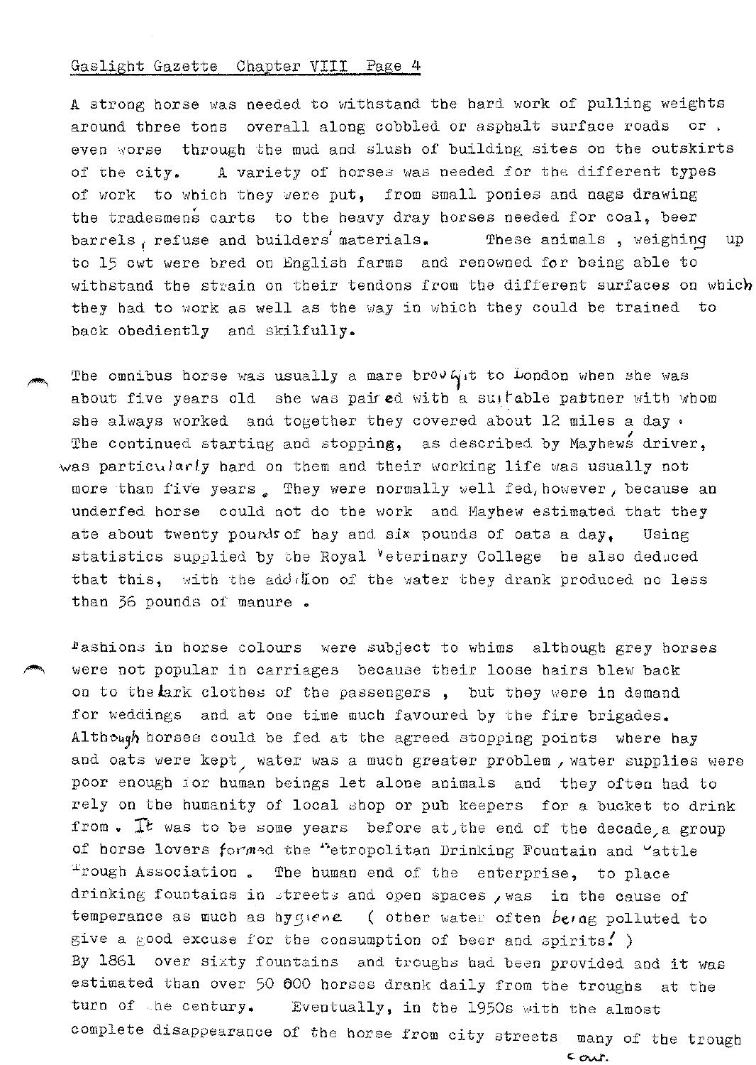A strong horse was needed to withstand the hard work of pulling weights around three tons overall along cobbled or asphalt surface roads or even worse through the mud and slush of building sites on the outskirts of the city. A variety of horses was needed for the different types of work to which they were put, from small ponies and nags drawing the tradesmens carts to the heavy dray horses needed for coal, beer barrels, refuse and builders' materials. These animals, weighing up to 15 cwt were bred on English farms and renowned for being able to withstand the strain on their tendons from the different surfaces on which they had to work as well as the way in which they could be trained to back obediently and skilfully.

The omnibus horse was usually a mare brought to London when she was about five years old she was paired with a suitable partner with whom she always worked and together they covered about 12 miles a day. The continued starting and stopping, as described by Mayhew's driver, was particularly hard on them and their working life was usually not more than five years. They were normally well fed, however, because an underfed horse could not do the work and Mayhew estimated that they ate about twenty pounds of hay and six pounds of oats a day. Using statistics supplied by the Royal Veterinary College he also deduced that this, with the addition of the water they drank produced no less than 36 pounds of manure.

Fashions in horse colours were subject to whims although grey horses were not popular in carriages because their loose hairs blew back on to the dark clothes of the passengers, but they were in demand for weddings and at one time much favoured by the fire brigades. Although horses could be fed at the agreed stopping points where hay and oats were kept, water was a much greater problem, water supplies were poor enough for human beings let alone animals and they often had to rely on the humanity of local shop or pub keepers for a bucket to drink from. It was to be some years before at the end of the decade, a group of horse lovers formed the Metropolitan Drinking Fountain and Cattle Trough Association. The human end of the enterprise, to place drinking fountains in streets and open spaces, was in the cause of temperance as much as hygiene (other water often being polluted to give a good excuse for the consumption of beer and spirits!) By 1861 over sixty fountains and troughs had been provided and it was estimated than over 50 000 horses drank daily from the troughs at the turn of the century. Eventually, in the 1950s with the almost complete disappearance of the horse from city streets many of the trough

cont.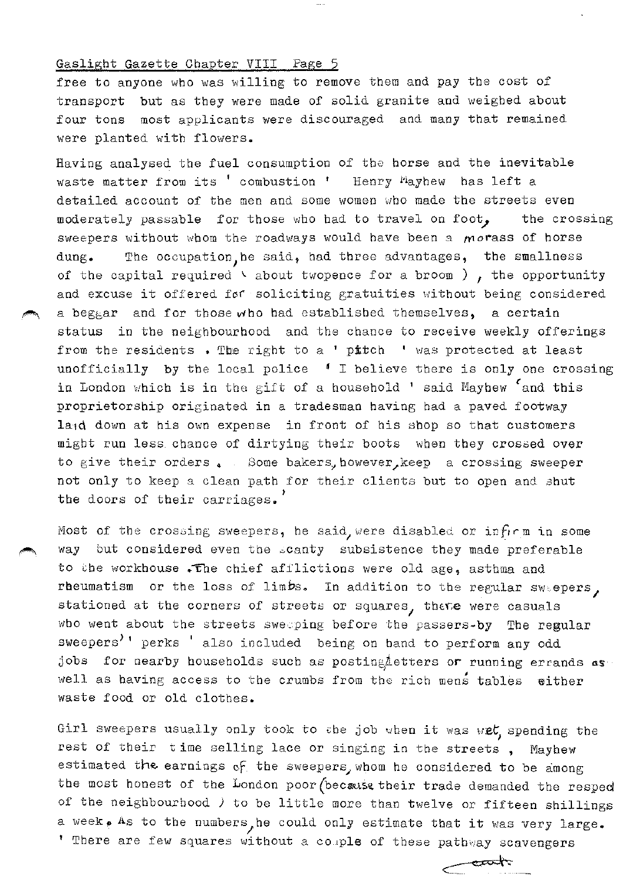free to anyone who was willing to remove them and pay the cost of transport but as they were made of solid granite and weighed about four tons most applicants were discouraged and many that remained were planted with flowers.

Having analysed the fuel consumption of the horse and the inevitable waste matter from its ' combustion ' Henry Mayhew has left a detailed account of the men and some women who made the streets even moderately passable for those who had to travel on foot, the crossing sweepers without whom the roadways would have been a morass of horse dung. The occupation, he said, had three advantages, the smallness of the capital required ( about twopence for a broom ) , the opportunity and excuse it offered for soliciting gratuities without being considered a beggar and for those who had established themselves, a certain status in the neighbourhood and the chance to receive weekly offerings from the residents . The right to a ' pitch ' was protected at least unofficially by the local police ' I believe there is only one crossing in London which is in the gift of a household ' said Mayhew 'and this proprietorship originated in a tradesman having had a paved footway laid down at his own expense in front of his shop so that customers might run less chance of dirtying their boots when they crossed over to give their orders . Some bakers, however, keep a crossing sweeper not only to keep a clean path for their clients but to open and shut the doors of their carriages.'

Most of the crossing sweepers, he said, were disabled or infirm in some way but considered even the scanty subsistence they made preferable to the workhouse .The chief afflictions were old age, asthma and rheumatism or the loss of limbs. In addition to the regular sweepers, stationed at the corners of streets or squares, there were casuals who went about the streets sweeping before the passers-by The regular sweepers' ' perks ' also included being on hand to perform any odd jobs for nearby households such as posting letters or running errands as well as having access to the crumbs from the rich men's tables either waste food or old clothes.

Girl sweepers usually only took to the job when it was wet, spending the rest of their time selling lace or singing in the streets , Mayhew estimated the earnings of the sweepers, whom he considered to be among the most honest of the London poor (because their trade demanded the respect of the neighbourhood ) to be little more than twelve or fifteen shillings a week. As to the numbers, he could only estimate that it was very large. ' There are few squares without a couple of these pathway scavengers

cont: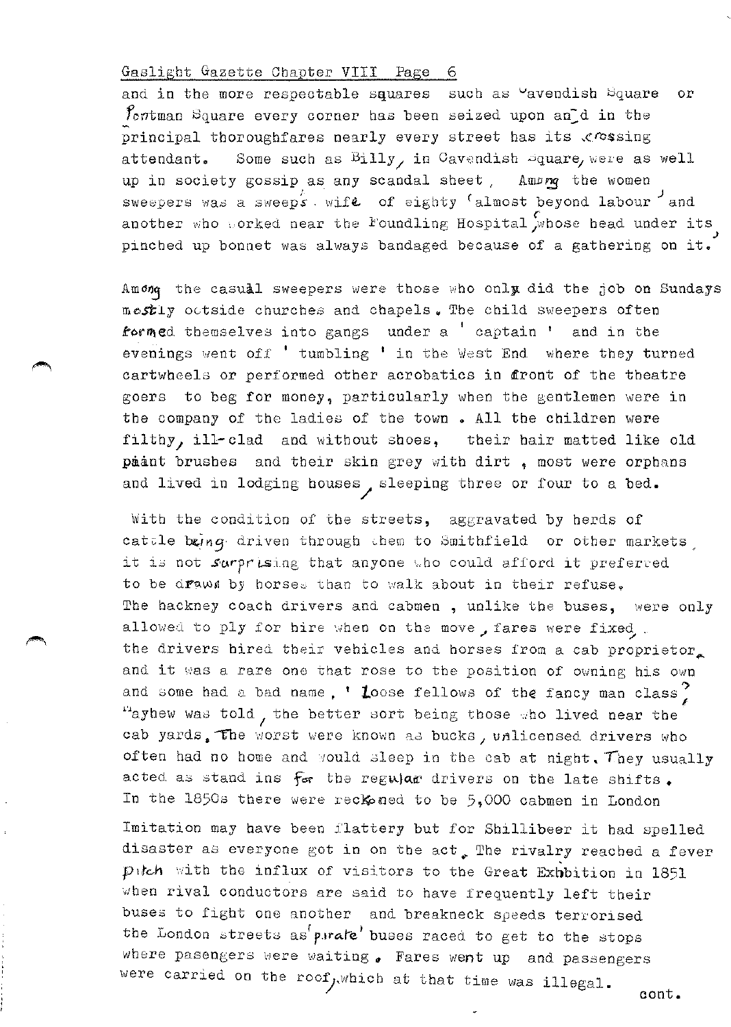and in the more respectable squares such as Cavendish Square or Portman Square every corner has been seized upon and in the principal thoroughfares nearly every street has its crossing attendant. Some such as Billy, in Cavendish Square, were as well up in society gossip as any scandal sheet, Among the women sweepers was a sweeps wife of eighty 'almost beyond labour' and another who worked near the Foundling Hospital 'whose head under its pinched up bonnet was always bandaged because of a gathering on it.'

Among the casual sweepers were those who only did the job on Sundays mostly outside churches and chapels. The child sweepers often formed themselves into gangs under a 'captain' and in the evenings went off 'tumbling' in the West End where they turned cartwheels or performed other acrobatics in front of the theatre goers to beg for money, particularly when the gentlemen were in the company of the ladies of the town. All the children were filthy, ill-clad and without shoes, their hair matted like old paint brushes and their skin grey with dirt, most were orphans and lived in lodging houses, sleeping three or four to a bed.

With the condition of the streets, aggravated by herds of cattle being driven through them to Smithfield or other markets, it is not surprising that anyone who could afford it preferred to be drawn by horses than to walk about in their refuse. The hackney coach drivers and cabmen, unlike the buses, were only allowed to ply for hire when on the move, fares were fixed. the drivers hired their vehicles and horses from a cab proprietor, and it was a rare one that rose to the position of owning his own and some had a bad name, 'Loose fellows of the fancy man class,' Mayhew was told, the better sort being those who lived near the cab yards. The worst were known as bucks, unlicensed drivers who often had no home and would sleep in the cab at night. They usually acted as stand ins for the regular drivers on the late shifts. In the 1850s there were reckoned to be 5,000 cabmen in London

Imitation may have been flattery but for Shillibeer it had spelled disaster as everyone got in on the act. The rivalry reached a fever pitch with the influx of visitors to the Great Exhbition in 1851 when rival conductors are said to have frequently left their buses to fight one another and breakneck speeds terrorised the London streets as 'pirate' buses raced to get to the stops where pasengers were waiting. Fares went up and passengers were carried on the roof, which at that time was illegal.

cont.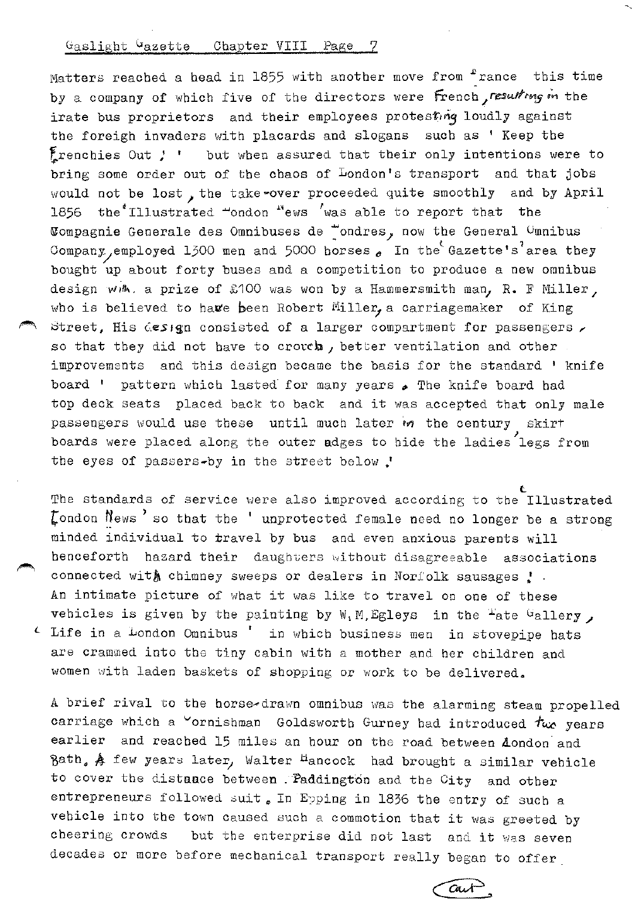Matters reached a head in 1855 with another move from France this time by a company of which five of the directors were French, resulting in the irate bus proprietors and their employees protesting loudly against the foreign invaders with placards and slogans such as ' Keep the Frenchies Out ! ' but when assured that their only intentions were to bring some order out of the chaos of London's transport and that jobs would not be lost, the take-over proceeded quite smoothly and by April 1856 the 'Illustrated London News ' was able to report that the Compagnie Generale des Omnibuses de Londres, now the General Omnibus Company, employed 1300 men and 5000 horses. In the 'Gazette's' area they bought up about forty buses and a competition to produce a new omnibus design with a prize of £100 was won by a Hammersmith man, R. F Miller, who is believed to have been Robert Miller, a carriagemaker of King Street, His design consisted of a larger compartment for passengers, so that they did not have to crouch, better ventilation and other improvements and this design became the basis for the standard ' knife board ' pattern which lasted for many years. The knife board had top deck seats placed back to back and it was accepted that only male passengers would use these until much later in the century, skirt boards were placed along the outer edges to hide the ladies' legs from the eyes of passers-by in the street below.'

The standards of service were also improved according to the Illustrated London News' so that the ' unprotected female need no longer be a strong minded individual to travel by bus and even anxious parents will henceforth hazard their daughters without disagreeable associations connected with chimney sweeps or dealers in Norfolk sausages !'.
An intimate picture of what it was like to travel on one of these vehicles is given by the painting by W. M. Egleys in the Tate Gallery, ' Life in a London Omnibus ' in which business men in stovepipe hats are crammed into the tiny cabin with a mother and her children and women with laden baskets of shopping or work to be delivered.

A brief rival to the horse-drawn omnibus was the alarming steam propelled carriage which a Cornishman Goldsworth Gurney had introduced two years earlier and reached 15 miles an hour on the road between London and Bath. A few years later, Walter Hancock had brought a similar vehicle to cover the distance between Paddington and the City and other entrepreneurs followed suit. In Epping in 1836 the entry of such a vehicle into the town caused such a commotion that it was greeted by cheering crowds but the enterprise did not last and it was seven decades or more before mechanical transport really began to offer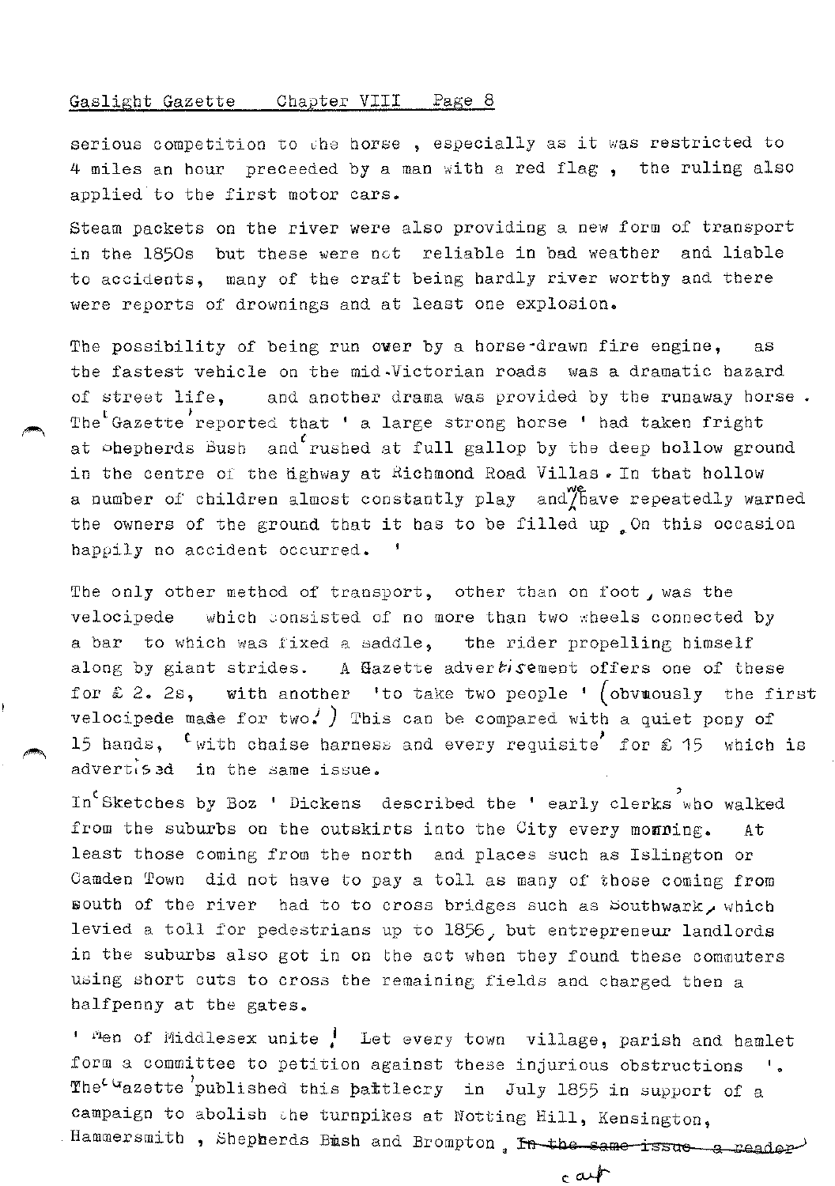serious competition to the horse , especially as it was restricted to 4 miles an hour preceeded by a man with a red flag , the ruling also applied to the first motor cars.

Steam packets on the river were also providing a new form of transport in the 1850s but these were not reliable in bad weather and liable to accidents, many of the craft being hardly river worthy and there were reports of drownings and at least one explosion.

The possibility of being run over by a horse-drawn fire engine, as the fastest vehicle on the mid-Victorian roads was a dramatic hazard of street life, and another drama was provided by the runaway horse . The 'Gazette' reported that ' a large strong horse ' had taken fright at Shepherds Bush and 'rushed at full gallop by the deep hollow ground in the centre of the highway at Richmond Road Villas . In that hollow a number of children almost constantly play and we have repeatedly warned the owners of the ground that it has to be filled up . On this occasion happily no accident occurred. '

The only other method of transport, other than on foot , was the velocipede which consisted of no more than two wheels connected by a bar to which was fixed a saddle, the rider propelling himself along by giant strides. A Gazette advertisement offers one of these for £ 2. 2s, with another 'to take two people ' (obviously the first velocipede made for two.) This can be compared with a quiet pony of 15 hands, 'with chaise harness and every requisite' for £ 15 which is advertised in the same issue.

In 'Sketches by Boz ' Dickens described the ' early clerks' who walked from the suburbs on the outskirts into the City every morning. At least those coming from the north and places such as Islington or Camden Town did not have to pay a toll as many of those coming from south of the river had to to cross bridges such as Southwark, which levied a toll for pedestrians up to 1856, but entrepreneur landlords in the suburbs also got in on the act when they found these commuters using short cuts to cross the remaining fields and charged them a halfpenny at the gates.

' Men of Middlesex unite ! Let every town village, parish and hamlet form a committee to petition against these injurious obstructions '. The 'Gazette' published this battlecry in July 1855 in support of a campaign to abolish the turnpikes at Notting Hill, Kensington, Hammersmith , Shepherds Bush and Brompton . ~~In the same issue a reader~~

cut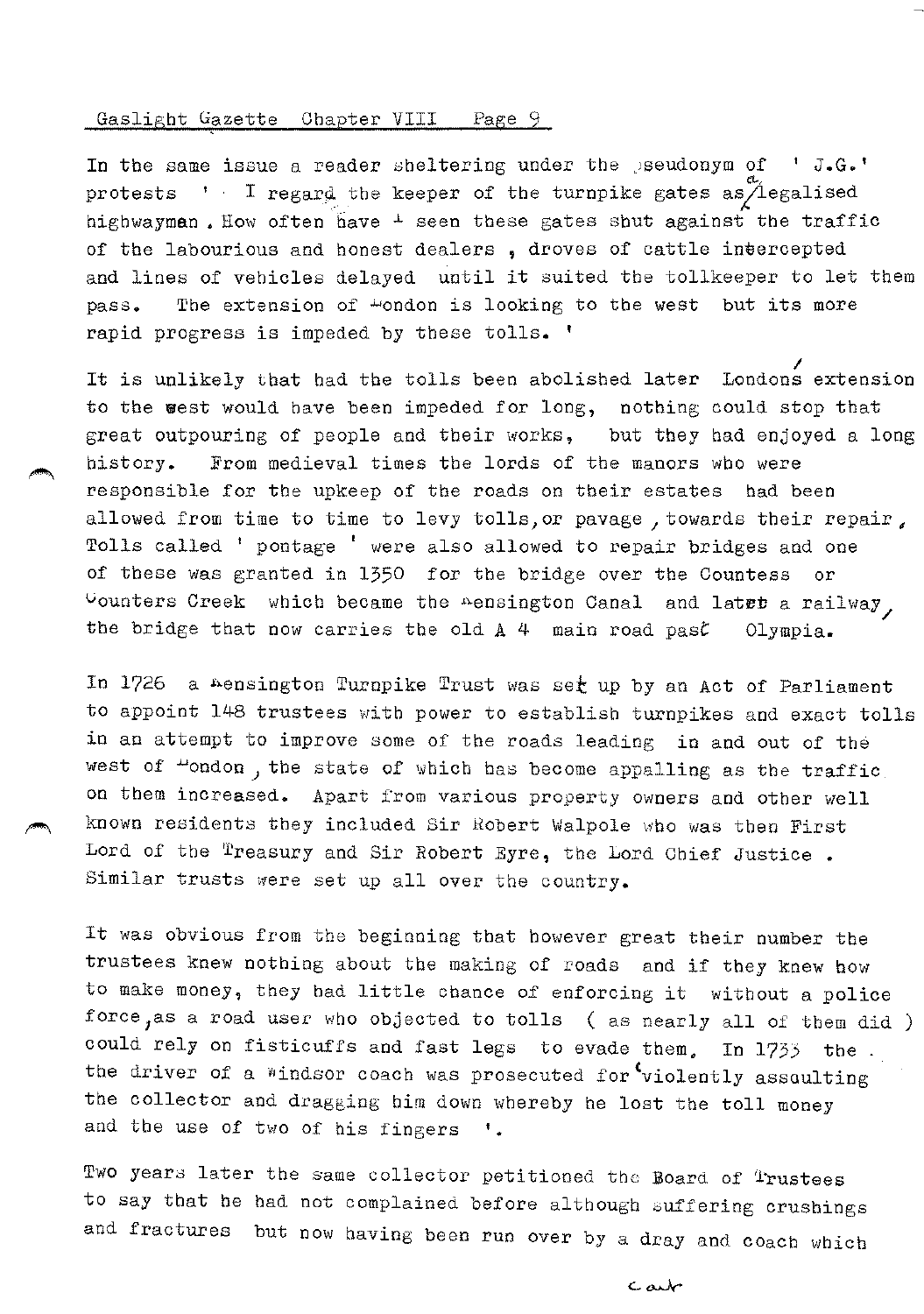In the same issue a reader sheltering under the pseudonym of ' J.G.' protests ' I regard the keeper of the turnpike gates as a legalised highwayman. How often have I seen these gates shut against the traffic of the labourious and honest dealers, droves of cattle intercepted and lines of vehicles delayed until it suited the tollkeeper to let them pass. The extension of London is looking to the west but its more rapid progress is impeded by these tolls. '

It is unlikely that had the tolls been abolished later London's extension to the west would have been impeded for long, nothing could stop that great outpouring of people and their works, but they had enjoyed a long history. From medieval times the lords of the manors who were responsible for the upkeep of the roads on their estates had been allowed from time to time to levy tolls, or pavage, towards their repair. Tolls called ' pontage ' were also allowed to repair bridges and one of these was granted in 1350 for the bridge over the Countess or Counters Creek which became the Kensington Canal and later a railway, the bridge that now carries the old A 4 main road past Olympia.

In 1726 a Kensington Turnpike Trust was set up by an Act of Parliament to appoint 148 trustees with power to establish turnpikes and exact tolls in an attempt to improve some of the roads leading in and out of the west of London, the state of which has become appalling as the traffic on them increased. Apart from various property owners and other well known residents they included Sir Robert Walpole who was then First Lord of the Treasury and Sir Robert Eyre, the Lord Chief Justice. Similar trusts were set up all over the country.

It was obvious from the beginning that however great their number the trustees knew nothing about the making of roads and if they knew how to make money, they had little chance of enforcing it without a police force, as a road user who objected to tolls ( as nearly all of them did ) could rely on fisticuffs and fast legs to evade them. In 1735 the the driver of a Windsor coach was prosecuted for 'violently assaulting the collector and dragging him down whereby he lost the toll money and the use of two of his fingers '.

Two years later the same collector petitioned the Board of Trustees to say that he had not complained before although suffering crushings and fractures but now having been run over by a dray and coach which

cont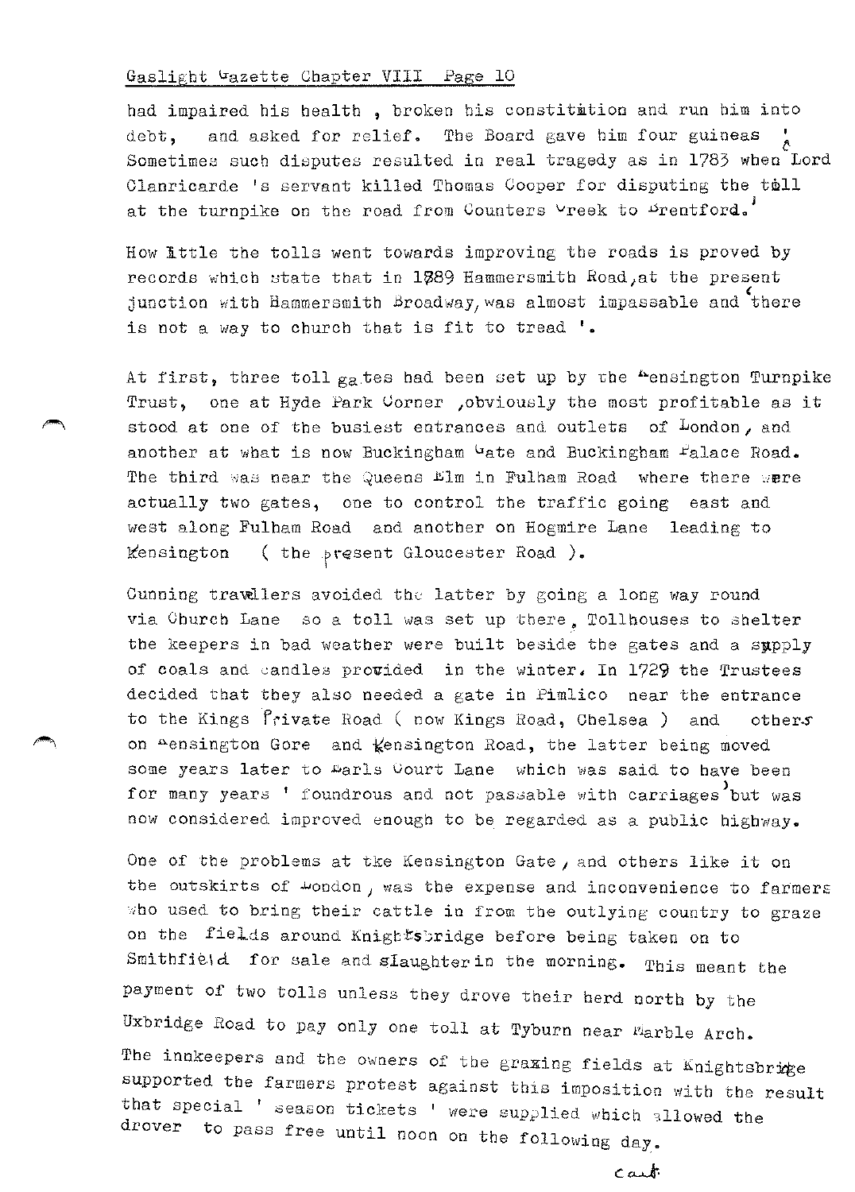had impaired his health , broken his constitution and run him into debt, and asked for relief. The Board gave him four guineas ! Sometimes such disputes resulted in real tragedy as in 1783 when Lord Clanricarde 's servant killed Thomas Cooper for disputing the toll at the turnpike on the road from Counters Creek to Brentford.'

How little the tolls went towards improving the roads is proved by records which state that in 1789 Hammersmith Road, at the present junction with Hammersmith Broadway, was almost impassable and 'there is not a way to church that is fit to tread '.

At first, three toll gates had been set up by the Kensington Turnpike Trust, one at Hyde Park Corner ,obviously the most profitable as it stood at one of the busiest entrances and outlets of London, and another at what is now Buckingham Gate and Buckingham Palace Road. The third was near the Queens Elm in Fulham Road where there were actually two gates, one to control the traffic going east and west along Fulham Road and another on Hogmire Lane leading to Kensington ( the present Gloucester Road ).

Cunning travellers avoided the latter by going a long way round via Church Lane so a toll was set up there. Tollhouses to shelter the keepers in bad weather were built beside the gates and a supply of coals and candles provided in the winter. In 1729 the Trustees decided that they also needed a gate in Pimlico near the entrance to the Kings Private Road ( now Kings Road, Chelsea ) and others on Kensington Gore and Kensington Road, the latter being moved some years later to Earls Court Lane which was said to have been for many years ' foundrous and not passable with carriages' but was now considered improved enough to be regarded as a public highway.

One of the problems at the Kensington Gate, and others like it on the outskirts of London, was the expense and inconvenience to farmers who used to bring their cattle in from the outlying country to graze on the fields around Knightsbridge before being taken on to Smithfield for sale and slaughter in the morning. This meant the payment of two tolls unless they drove their herd north by the Uxbridge Road to pay only one toll at Tyburn near Marble Arch.
The innkeepers and the owners of the grazing fields at Knightsbridge supported the farmers protest against this imposition with the result that special ' season tickets ' were supplied which allowed the drover to pass free until noon on the following day.

cont.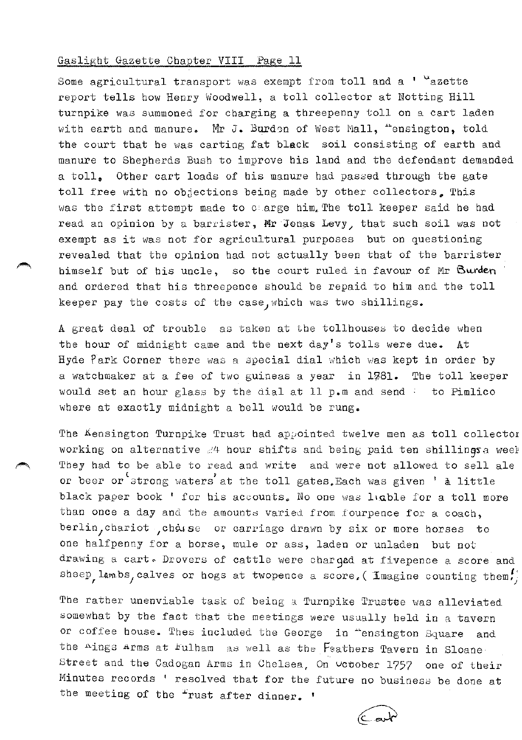Gaslight Gazette Chapter VIII Page 11

Some agricultural transport was exempt from toll and a ' Gazette report tells how Henry Woodwell, a toll collector at Notting Hill turnpike was summoned for charging a threepenny toll on a cart laden with earth and manure. Mr J. Burdon of West Mall, Kensington, told the court that he was carting fat black soil consisting of earth and manure to Shepherds Bush to improve his land and the defendant demanded a toll. Other cart loads of his manure had passed through the gate toll free with no objections being made by other collectors. This was the first attempt made to charge him. The toll keeper said he had read an opinion by a barrister, Mr Jonas Levy, that such soil was not exempt as it was not for agricultural purposes but on questioning revealed that the opinion had not actually been that of the barrister himself but of his uncle, so the court ruled in favour of Mr Burden and ordered that his threepence should be repaid to him and the toll keeper pay the costs of the case, which was two shillings.

A great deal of trouble as taken at the tollhouses to decide when the hour of midnight came and the next day's tolls were due. At Hyde Park Corner there was a special dial which was kept in order by a watchmaker at a fee of two guineas a year in 1781. The toll keeper would set an hour glass by the dial at 11 p.m and send to Pimlico where at exactly midnight a bell would be rung.

The Kensington Turnpike Trust had appointed twelve men as toll collectors working on alternative 24 hour shifts and being paid ten shillings a week. They had to be able to read and write and were not allowed to sell ale or beer or 'strong waters' at the toll gates. Each was given ' a little black paper book ' for his accounts. No one was liable for a toll more than once a day and the amounts varied from fourpence for a coach, berlin, chariot, chaise or carriage drawn by six or more horses to one halfpenny for a horse, mule or ass, laden or unladen but not drawing a cart. Drovers of cattle were charged at fivepence a score and sheep, lambs, calves or hogs at twopence a score. ( Imagine counting them!)

The rather unenviable task of being a Turnpike Trustee was alleviated somewhat by the fact that the meetings were usually held in a tavern or coffee house. Thes included the George in Kensington Square and the Kings Arms at Fulham as well as the Feathers Tavern in Sloane Street and the Cadogan Arms in Chelsea. On October 1757 one of their Minutes records ' resolved that for the future no business be done at the meeting of the Trust after dinner. '

Cont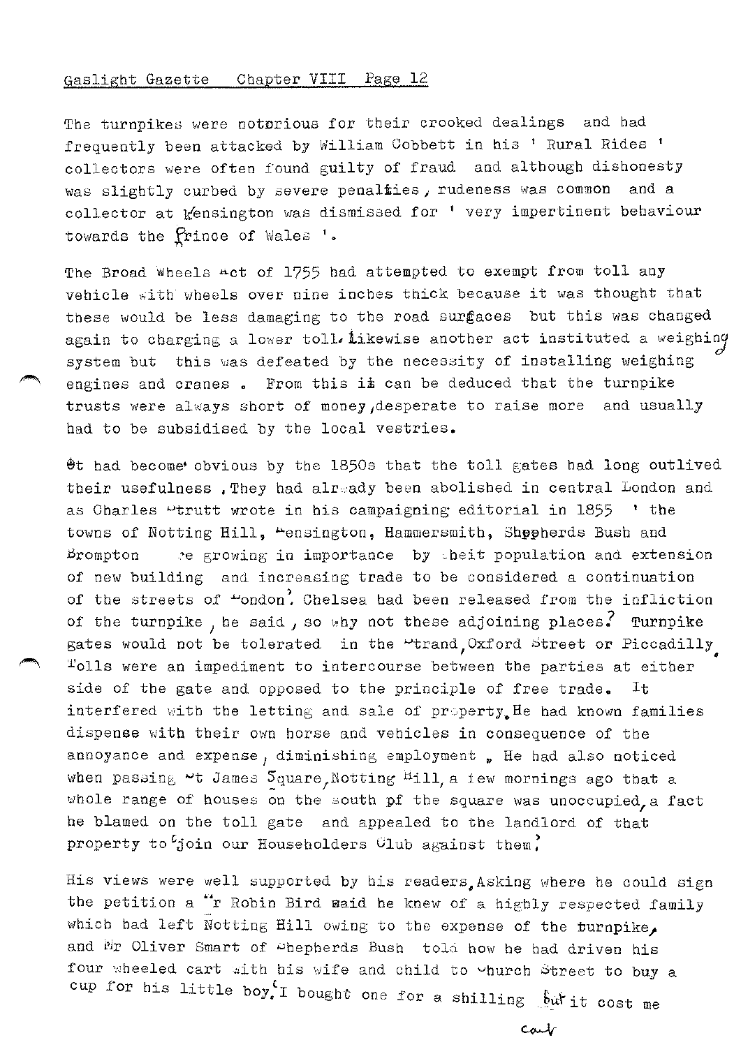The turnpikes were notorious for their crooked dealings and had frequently been attacked by William Cobbett in his ' Rural Rides ' collectors were often found guilty of fraud and although dishonesty was slightly curbed by severe penalties , rudeness was common and a collector at Kensington was dismissed for ' very impertinent behaviour towards the Prince of Wales '.

The Broad Wheels Act of 1755 had attempted to exempt from toll any vehicle with wheels over nine inches thick because it was thought that these would be less damaging to the road surfaces but this was changed again to charging a lower toll. Likewise another act instituted a weighing system but this was defeated by the necessity of installing weighing engines and cranes . From this it can be deduced that the turnpike trusts were always short of money,desperate to raise more and usually had to be subsidised by the local vestries.

It had become obvious by the 1850s that the toll gates had long outlived their usefulness .They had already been abolished in central London and as Charles Strutt wrote in his campaigning editorial in 1855 ' the towns of Notting Hill, Kensington, Hammersmith, Shepherds Bush and Brompton are growing in importance by their population and extension of new building and increasing trade to be considered a continuation of the streets of London'. Chelsea had been released from the infliction of the turnpike , he said , so why not these adjoining places? Turnpike gates would not be tolerated in the Strand,Oxford Street or Piccadilly. Tolls were an impediment to intercourse between the parties at either side of the gate and opposed to the principle of free trade. It interfered with the letting and sale of property. He had known families dispense with their own horse and vehicles in consequence of the annoyance and expense , diminishing employment . He had also noticed when passing St James Square,Notting Hill,a few mornings ago that a whole range of houses on the south of the square was unoccupied,a fact he blamed on the toll gate and appealed to the landlord of that property to 'join our Householders Club against them'.

His views were well supported by his readers.Asking where he could sign the petition a Mr Robin Bird said he knew of a highly respected family which had left Notting Hill owing to the expense of the turnpike, and Mr Oliver Smart of Shepherds Bush told how he had driven his four wheeled cart with his wife and child to Church Street to buy a cup for his little boy.'I bought one for a shilling but it cost me

cont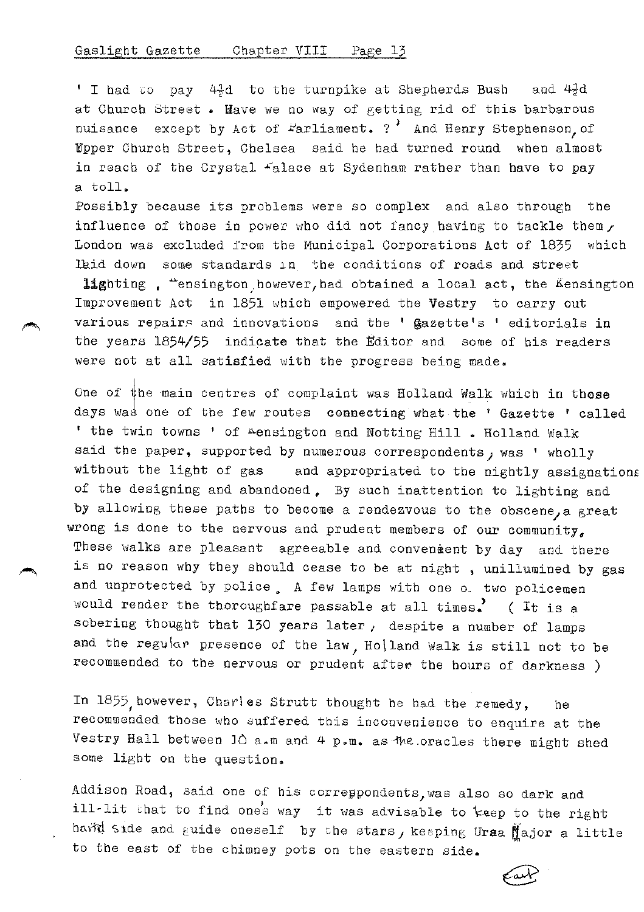' I had to pay 4½d to the turnpike at Shepherds Bush and 4½d at Church Street . Have we no way of getting rid of this barbarous nuisance except by Act of Parliament. ? ' And Henry Stephenson, of Upper Church Street, Chelsea said he had turned round when almost in reach of the Crystal Palace at Sydenham rather than have to pay a toll.

Possibly because its problems were so complex and also through the influence of those in power who did not fancy having to tackle them, London was excluded from the Municipal Corporations Act of 1835 which laid down some standards in the conditions of roads and street lighting . Kensington however, had obtained a local act, the Kensington Improvement Act in 1851 which empowered the Vestry to carry out various repairs and innovations and the ' Gazette's ' editorials in the years 1854/55 indicate that the Editor and some of his readers were not at all satisfied with the progress being made.

One of the main centres of complaint was Holland Walk which in those days was one of the few routes connecting what the ' Gazette ' called ' the twin towns ' of Kensington and Notting Hill . Holland Walk said the paper, supported by numerous correspondents, was ' wholly without the light of gas and appropriated to the nightly assignations of the designing and abandoned. By such inattention to lighting and by allowing these paths to become a rendezvous to the obscene, a great wrong is done to the nervous and prudent members of our community. These walks are pleasant agreeable and convenient by day and there is no reason why they should cease to be at night , unilluminated by gas and unprotected by police. A few lamps with one or two policemen would render the thoroughfare passable at all times.' ( It is a sobering thought that 130 years later, despite a number of lamps and the regular presence of the law, Holland Walk is still not to be recommended to the nervous or prudent after the hours of darkness )

In 1855, however, Charles Strutt thought he had the remedy, he recommended those who suffered this inconvenience to enquire at the Vestry Hall between 10 a.m and 4 p.m. as the oracles there might shed some light on the question.

Addison Road, said one of his correspondents, was also so dark and ill-lit that to find one's way it was advisable to keep to the right hand side and guide oneself by the stars, keeping Ursa Major a little to the east of the chimney pots on the eastern side.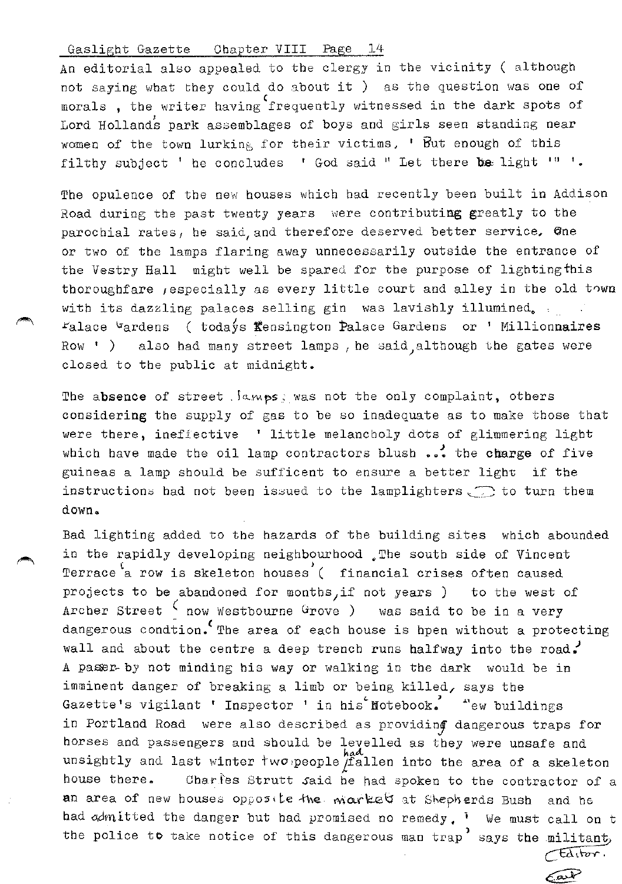An editorial also appealed to the clergy in the vicinity ( although not saying what they could do about it ) as the question was one of morals , the writer having frequently witnessed in the dark spots of Lord Hollands park assemblages of boys and girls seen standing near women of the town lurking for their victims. ' But enough of this filthy subject ' he concludes ' God said " Let there be light !" '.

The opulence of the new houses which had recently been built in Addison Road during the past twenty years were contributing greatly to the parochial rates, he said, and therefore deserved better service. One or two of the lamps flaring away unnecessarily outside the entrance of the Vestry Hall might well be spared for the purpose of lighting this thoroughfare , especially as every little court and alley in the old town with its dazzling palaces selling gin was lavishly illumined. Palace Gardens ( todays Kensington Palace Gardens or ' Millionnaires Row ' ) also had many street lamps , he said, although the gates were closed to the public at midnight.

The absence of street lamps was not the only complaint, others considering the supply of gas to be so inadequate as to make those that were there, ineffective ' little melancholy dots of glimmering light which have made the oil lamp contractors blush ... the charge of five guineas a lamp should be sufficent to ensure a better light if the instructions had not been issued to the lamplighters to turn them down.

Bad lighting added to the hazards of the building sites which abounded in the rapidly developing neighbourhood. The south side of Vincent Terrace a row is skeleton houses ( financial crises often caused projects to be abandoned for months, if not years ) to the west of Archer Street ( now Westbourne Grove ) was said to be in a very dangerous condtion. 'The area of each house is hpen without a protecting wall and about the centre a deep trench runs halfway into the road.' A passer-by not minding his way or walking in the dark would be in imminent danger of breaking a limb or being killed, says the Gazette's vigilant ' Inspector ' in his 'Notebook.' New buildings in Portland Road were also described as providing dangerous traps for horses and passengers and should be levelled as they were unsafe and unsightly and last winter two people had fallen into the area of a skeleton house there. Charles Strutt said he had spoken to the contractor of an area of new houses opposite the market at Shepherds Bush and he had admitted the danger but had promised no remedy. ' We must call on the police to take notice of this dangerous man trap' says the militant Editor.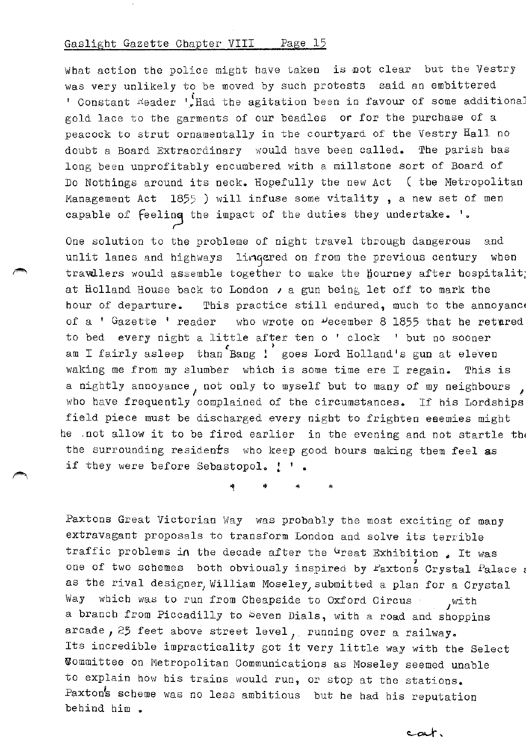What action the police might have taken is not clear but the Vestry was very unlikely to be moved by such protests said an embittered ' Constant Reader '. Had the agitation been in favour of some additional gold lace to the garments of our beadles or for the purchase of a peacock to strut ornamentally in the courtyard of the Vestry Hall no doubt a Board Extraordinary would have been called. The parish has long been unprofitably encumbered with a millstone sort of Board of Do Nothings around its neck. Hopefully the new Act ( the Metropolitan Management Act 1855 ) will infuse some vitality , a new set of men capable of feeling the impact of the duties they undertake. '.

One solution to the probleme of night travel through dangerous and unlit lanes and highways lingered on from the previous century when travellers would assemble together to make the journey after hospitality at Holland House back to London , a gun being let off to mark the hour of departure. This practice still endured, much to the annoyance of a ' Gazette ' reader who wrote on December 8 1855 that he retired to bed every night a little after ten o ' clock ' but no sooner am I fairly asleep than 'Bang !' goes Lord Holland's gun at eleven waking me from my slumber which is some time ere I regain. This is a nightly annoyance, not only to myself but to many of my neighbours, who have frequently complained of the circumstances. If his Lordships field piece must be discharged every night to frighten enemies might he not allow it to be fired earlier in the evening and not startle the the surrounding residents who keep good hours making them feel as if they were before Sebastopol. ! ' .

\* \* \* \*

Paxtons Great Victorian Way was probably the most exciting of many extravagant proposals to transform London and solve its terrible traffic problems in the decade after the Great Exhibition . It was one of two schemes both obviously inspired by Paxton's Crystal Palace ; as the rival designer, William Moseley, submitted a plan for a Crystal Way which was to run from Cheapside to Oxford Circus , with a branch from Piccadilly to Seven Dials, with a road and shoppins arcade , 25 feet above street level , running over a railway. Its incredible impracticality got it very little way with the Select Committee on Metropolitan Communications as Moseley seemed unable to explain how his trains would run, or stop at the stations. Paxton's scheme was no less ambitious but he had his reputation behind him .

cont.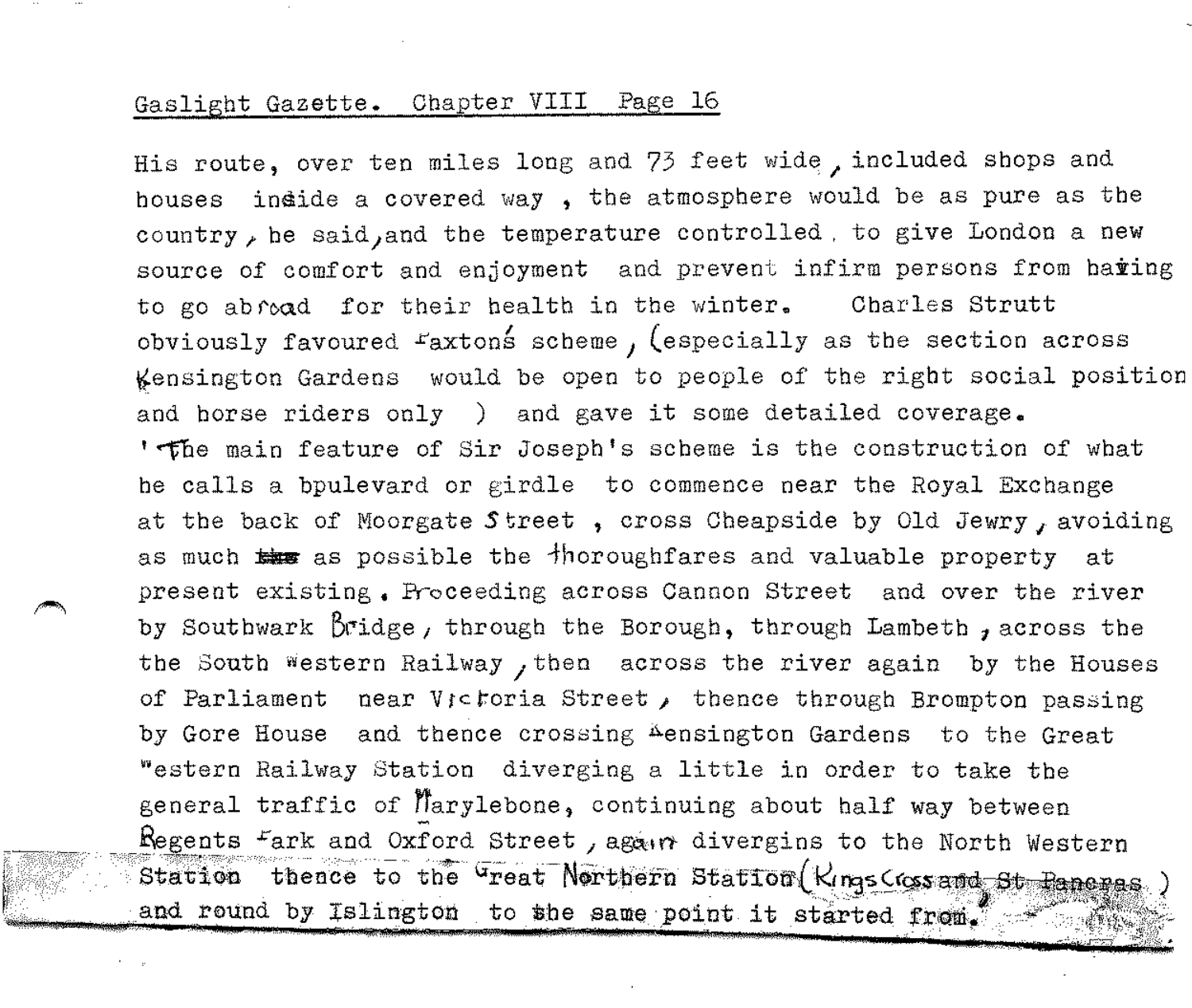His route, over ten miles long and 73 feet wide, included shops and houses inside a covered way, the atmosphere would be as pure as the country, he said, and the temperature controlled, to give London a new source of comfort and enjoyment and prevent infirm persons from having to go abroad for their health in the winter. Charles Strutt obviously favoured Paxton's scheme, (especially as the section across Kensington Gardens would be open to people of the right social position and horse riders only ) and gave it some detailed coverage.

'The main feature of Sir Joseph's scheme is the construction of what he calls a boulevard or girdle to commence near the Royal Exchange at the back of Moorgate Street, cross Cheapside by Old Jewry, avoiding as much as possible the thoroughfares and valuable property at present existing. Proceeding across Cannon Street and over the river by Southwark Bridge, through the Borough, through Lambeth, across the the South Western Railway, then across the river again by the Houses of Parliament near Victoria Street, thence through Brompton passing by Gore House and thence crossing Kensington Gardens to the Great Western Railway Station diverging a little in order to take the general traffic of Marylebone, continuing about half way between Regents Park and Oxford Street, again divergins to the North Western Station thence to the Great Northern Station (Kings Cross and St Pancras) and round by Islington to the same point it started from.'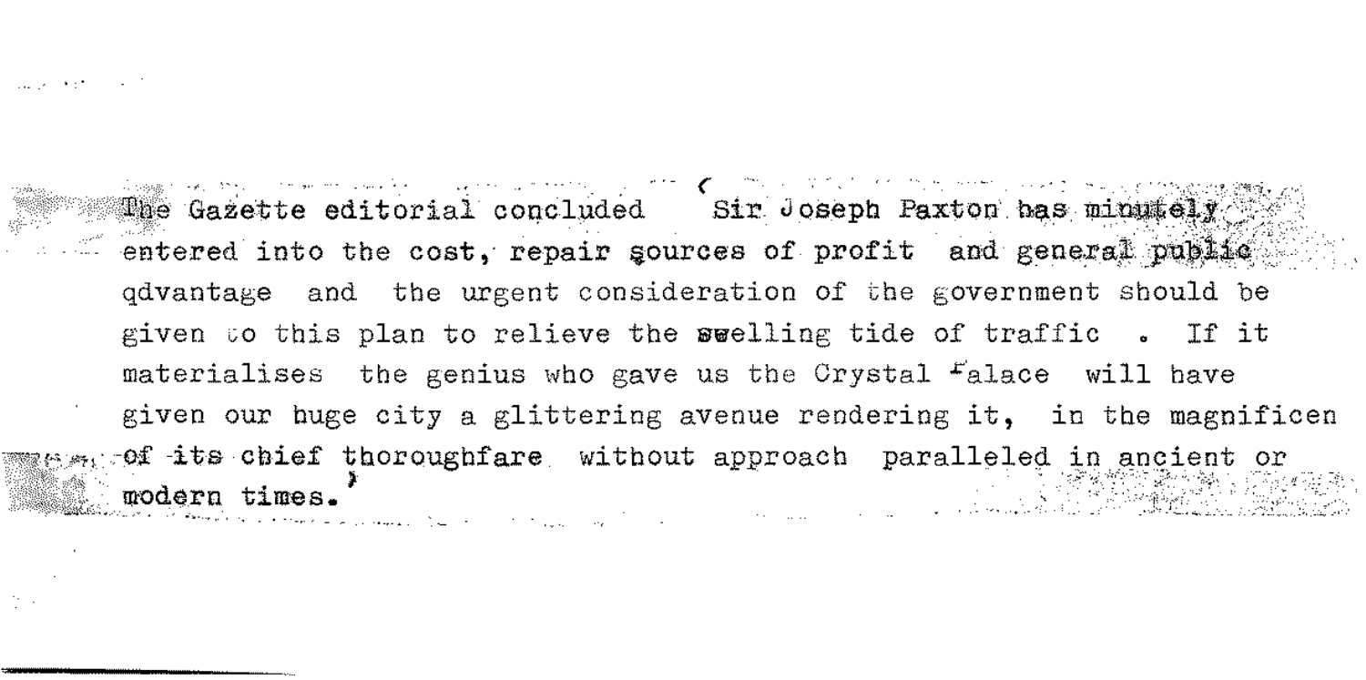The Gazette editorial concluded 'Sir Joseph Paxton has minutely entered into the cost, repair sources of profit and general public qdvantage and the urgent consideration of the government should be given to this plan to relieve the swelling tide of traffic . If it materialises the genius who gave us the Crystal Palace will have given our huge city a glittering avenue rendering it, in the magnificen of its chief thoroughfare without approach paralleled in ancient or modern times.'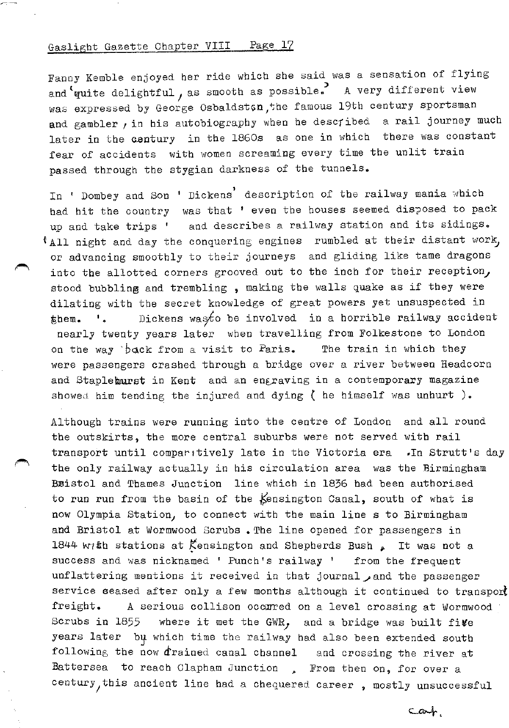Fanny Kemble enjoyed her ride which she said was a sensation of flying and 'quite delightful, as smooth as possible.' A very different view was expressed by George Osbaldston, the famous 19th century sportsman and gambler, in his autobiography when he described a rail journey much later in the century in the 1860s as one in which there was constant fear of accidents with women screaming every time the unlit train passed through the stygian darkness of the tunnels.

In ' Dombey and Son ' Dickens' description of the railway mania which had hit the country was that ' even the houses seemed disposed to pack up and take trips ' and describes a railway station and its sidings. 'All night and day the conquering engines rumbled at their distant work, or advancing smoothly to their journeys and gliding like tame dragons into the allotted corners grooved out to the inch for their reception, stood bubbling and trembling , making the walls quake as if they were dilating with the secret knowledge of great powers yet unsuspected in them. '. Dickens was to be involved in a horrible railway accident nearly twenty years later when travelling from Folkestone to London on the way back from a visit to Paris. The train in which they were passengers crashed through a bridge over a river between Headcorn and Staplehurst in Kent and an engraving in a contemporary magazine showed him tending the injured and dying ( he himself was unhurt ).

Although trains were running into the centre of London and all round the outskirts, the more central suburbs were not served with rail transport until comparatively late in the Victoria era .In Strutt's day the only railway actually in his circulation area was the Birmingham Bristol and Thames Junction line which in 1836 had been authorised to run run from the basin of the Kensington Canal, south of what is now Olympia Station, to connect with the main line s to Birmingham and Bristol at Wormwood Scrubs . The line opened for passengers in 1844 with stations at Kensington and Shepherds Bush . It was not a success and was nicknamed ' Punch's railway ' from the frequent unflattering mentions it received in that journal, and the passenger service ceased after only a few months although it continued to transport freight. A serious collison occurred on a level crossing at Wormwood Scrubs in 1855 where it met the GWR, and a bridge was built five years later by which time the railway had also been extended south following the now drained canal channel and crossing the river at Battersea to reach Clapham Junction . From then on, for over a century, this ancient line had a chequered career , mostly unsuccessful

cont.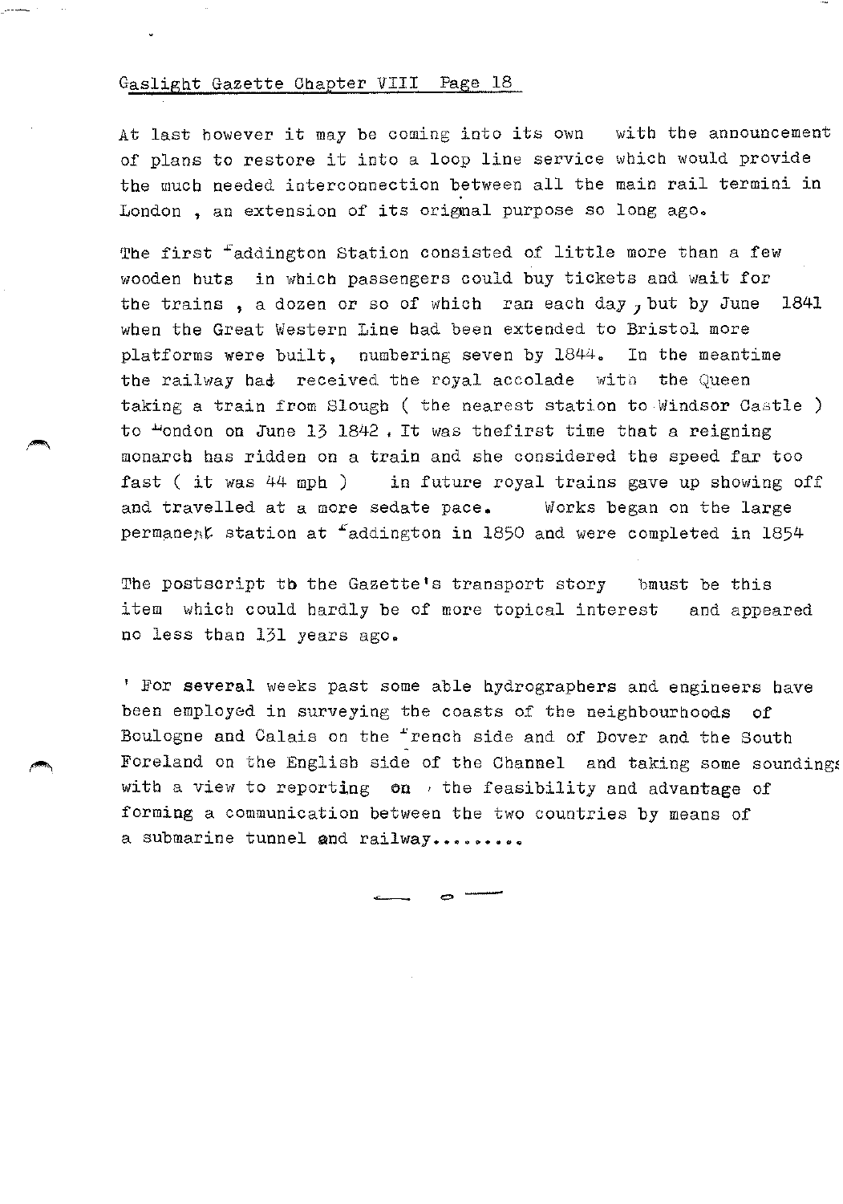At last however it may be coming into its own with the announcement of plans to restore it into a loop line service which would provide the much needed interconnection between all the main rail termini in London , an extension of its orignal purpose so long ago.

The first Paddington Station consisted of little more than a few wooden huts in which passengers could buy tickets and wait for the trains , a dozen or so of which ran each day , but by June 1841 when the Great Western Line had been extended to Bristol more platforms were built, numbering seven by 1844. In the meantime the railway had received the royal accolade with the Queen taking a train from Slough ( the nearest station to Windsor Castle ) to London on June 13 1842 . It was thefirst time that a reigning monarch has ridden on a train and she considered the speed far too fast ( it was 44 mph ) in future royal trains gave up showing off and travelled at a more sedate pace. Works began on the large permanent station at Paddington in 1850 and were completed in 1854

The postscript to the Gazette's transport story must be this item which could hardly be of more topical interest and appeared no less than 131 years ago.

' For several weeks past some able hydrographers and engineers have been employed in surveying the coasts of the neighbourhoods of Boulogne and Calais on the French side and of Dover and the South Foreland on the English side of the Channel and taking some soundings with a view to reporting on , the feasibility and advantage of forming a communication between the two countries by means of a submarine tunnel and railway.........

— o —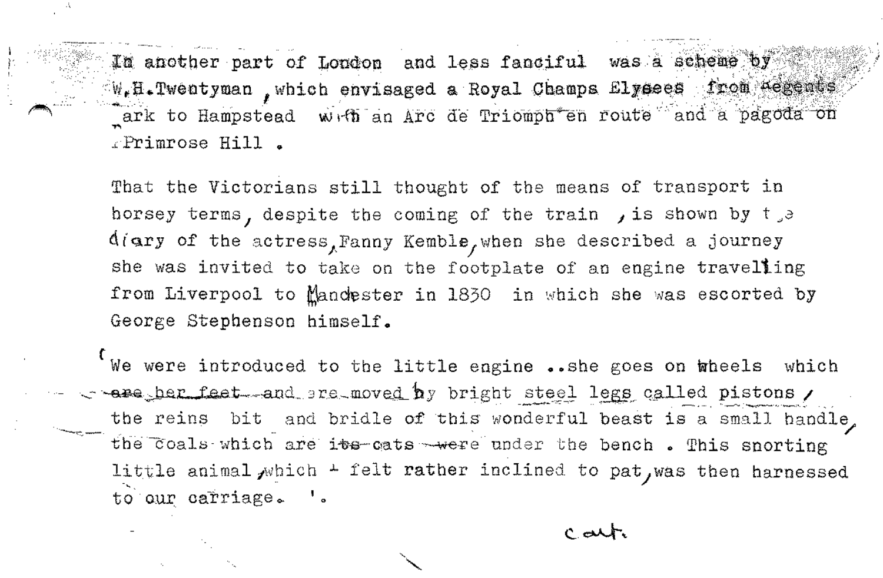In another part of London and less fanciful was a scheme by W.H.Twentyman, which envisaged a Royal Champs Elysees from Regents Park to Hampstead with an Arc de Triomph en route and a pagoda on Primrose Hill.

That the Victorians still thought of the means of transport in horsey terms, despite the coming of the train, is shown by the diary of the actress, Fanny Kemble, when she described a journey she was invited to take on the footplate of an engine travelling from Liverpool to Manchester in 1830 in which she was escorted by George Stephenson himself.

'We were introduced to the little engine ..she goes on wheels which are her feet and are moved by bright steel legs called pistons, the reins bit and bridle of this wonderful beast is a small handle, the coals which are its oats were under the bench. This snorting little animal, which I felt rather inclined to pat, was then harnessed to our carriage. '.

cont.